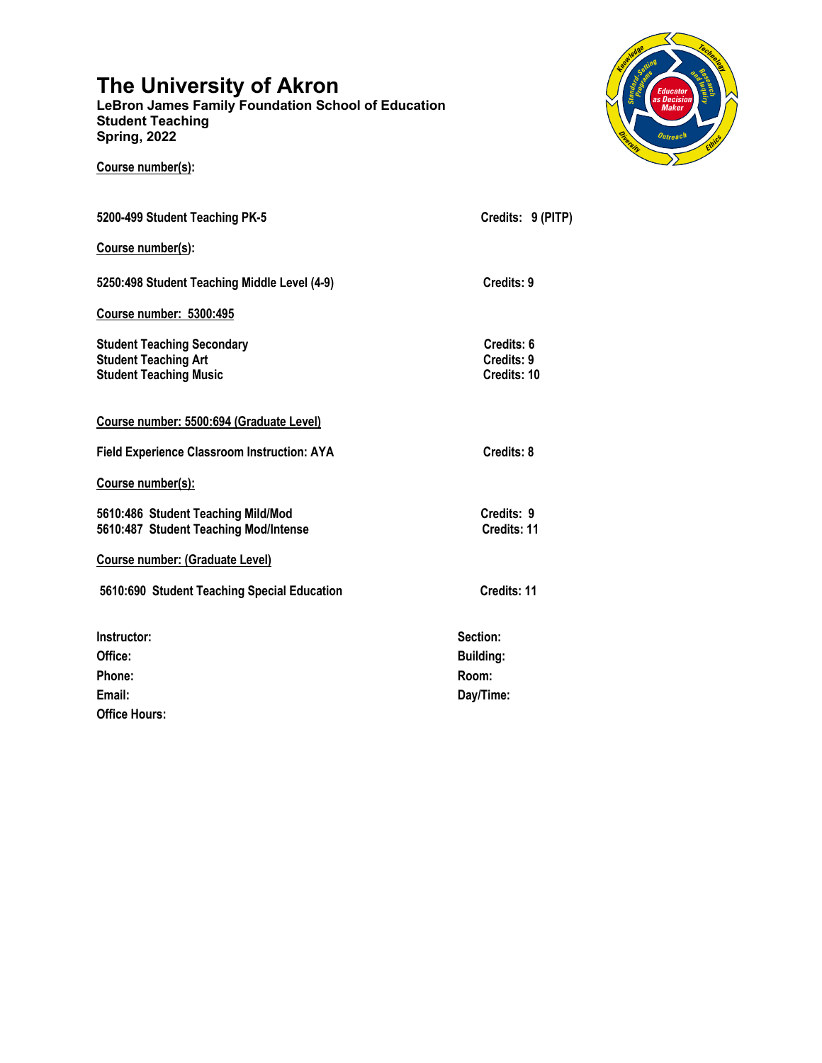# The University of Akron

**LeBron James Family Foundation School of Education**
**Student Teaching**
**Spring, 2022**

**Course number(s):**

**5200-499 Student Teaching PK-5** — **Credits: 9 (PITP)**

**Course number(s):**

**5250:498 Student Teaching Middle Level (4-9)** — **Credits: 9**

**Course number: 5300:495**

| Course | Credits |
|---|---|
| **Student Teaching Secondary** | **Credits: 6** |
| **Student Teaching Art** | **Credits: 9** |
| **Student Teaching Music** | **Credits: 10** |

**Course number: 5500:694 (Graduate Level)**

**Field Experience Classroom Instruction: AYA** — **Credits: 8**

**Course number(s):**

| Course | Credits |
|---|---|
| **5610:486 Student Teaching Mild/Mod** | **Credits: 9** |
| **5610:487 Student Teaching Mod/Intense** | **Credits: 11** |

**Course number: (Graduate Level)**

**5610:690 Student Teaching Special Education** — **Credits: 11**

| | |
|---|---|
| **Instructor:** | **Section:** |
| **Office:** | **Building:** |
| **Phone:** | **Room:** |
| **Email:** | **Day/Time:** |
| **Office Hours:** | |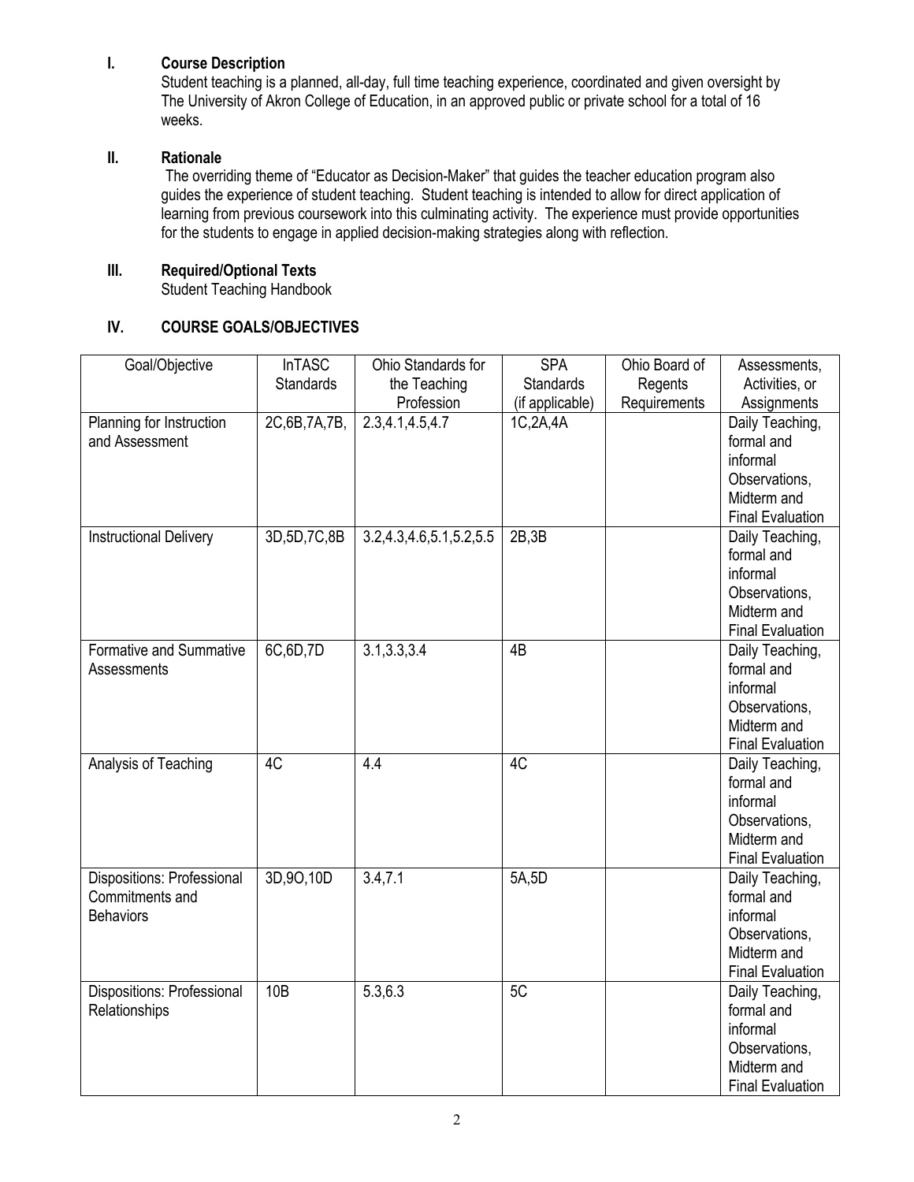## I. Course Description

Student teaching is a planned, all-day, full time teaching experience, coordinated and given oversight by The University of Akron College of Education, in an approved public or private school for a total of 16 weeks.

## II. Rationale

The overriding theme of "Educator as Decision-Maker" that guides the teacher education program also guides the experience of student teaching. Student teaching is intended to allow for direct application of learning from previous coursework into this culminating activity. The experience must provide opportunities for the students to engage in applied decision-making strategies along with reflection.

## III. Required/Optional Texts

Student Teaching Handbook

## IV. COURSE GOALS/OBJECTIVES

| Goal/Objective | InTASC Standards | Ohio Standards for the Teaching Profession | SPA Standards (if applicable) | Ohio Board of Regents Requirements | Assessments, Activities, or Assignments |
|---|---|---|---|---|---|
| Planning for Instruction and Assessment | 2C,6B,7A,7B, | 2.3,4.1,4.5,4.7 | 1C,2A,4A | | Daily Teaching, formal and informal Observations, Midterm and Final Evaluation |
| Instructional Delivery | 3D,5D,7C,8B | 3.2,4.3,4.6,5.1,5.2,5.5 | 2B,3B | | Daily Teaching, formal and informal Observations, Midterm and Final Evaluation |
| Formative and Summative Assessments | 6C,6D,7D | 3.1,3.3,3.4 | 4B | | Daily Teaching, formal and informal Observations, Midterm and Final Evaluation |
| Analysis of Teaching | 4C | 4.4 | 4C | | Daily Teaching, formal and informal Observations, Midterm and Final Evaluation |
| Dispositions: Professional Commitments and Behaviors | 3D,9O,10D | 3.4,7.1 | 5A,5D | | Daily Teaching, formal and informal Observations, Midterm and Final Evaluation |
| Dispositions: Professional Relationships | 10B | 5.3,6.3 | 5C | | Daily Teaching, formal and informal Observations, Midterm and Final Evaluation |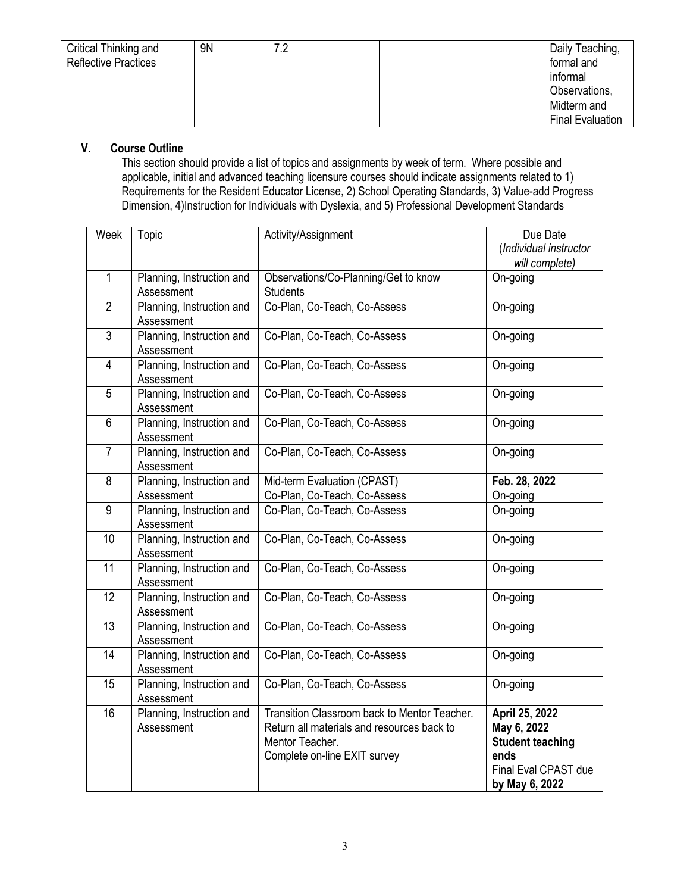| Critical Thinking and Reflective Practices | 9N | 7.2 | | | Daily Teaching, formal and informal Observations, Midterm and Final Evaluation |
|---|---|---|---|---|---|

## V. Course Outline

This section should provide a list of topics and assignments by week of term. Where possible and applicable, initial and advanced teaching licensure courses should indicate assignments related to 1) Requirements for the Resident Educator License, 2) School Operating Standards, 3) Value-add Progress Dimension, 4)Instruction for Individuals with Dyslexia, and 5) Professional Development Standards

| Week | Topic | Activity/Assignment | Due Date (*Individual instructor will complete*) |
|---|---|---|---|
| 1 | Planning, Instruction and Assessment | Observations/Co-Planning/Get to know Students | On-going |
| 2 | Planning, Instruction and Assessment | Co-Plan, Co-Teach, Co-Assess | On-going |
| 3 | Planning, Instruction and Assessment | Co-Plan, Co-Teach, Co-Assess | On-going |
| 4 | Planning, Instruction and Assessment | Co-Plan, Co-Teach, Co-Assess | On-going |
| 5 | Planning, Instruction and Assessment | Co-Plan, Co-Teach, Co-Assess | On-going |
| 6 | Planning, Instruction and Assessment | Co-Plan, Co-Teach, Co-Assess | On-going |
| 7 | Planning, Instruction and Assessment | Co-Plan, Co-Teach, Co-Assess | On-going |
| 8 | Planning, Instruction and Assessment | Mid-term Evaluation (CPAST) Co-Plan, Co-Teach, Co-Assess | **Feb. 28, 2022** On-going |
| 9 | Planning, Instruction and Assessment | Co-Plan, Co-Teach, Co-Assess | On-going |
| 10 | Planning, Instruction and Assessment | Co-Plan, Co-Teach, Co-Assess | On-going |
| 11 | Planning, Instruction and Assessment | Co-Plan, Co-Teach, Co-Assess | On-going |
| 12 | Planning, Instruction and Assessment | Co-Plan, Co-Teach, Co-Assess | On-going |
| 13 | Planning, Instruction and Assessment | Co-Plan, Co-Teach, Co-Assess | On-going |
| 14 | Planning, Instruction and Assessment | Co-Plan, Co-Teach, Co-Assess | On-going |
| 15 | Planning, Instruction and Assessment | Co-Plan, Co-Teach, Co-Assess | On-going |
| 16 | Planning, Instruction and Assessment | Transition Classroom back to Mentor Teacher. Return all materials and resources back to Mentor Teacher. Complete on-line EXIT survey | **April 25, 2022** **May 6, 2022** **Student teaching ends** Final Eval CPAST due **by May 6, 2022** |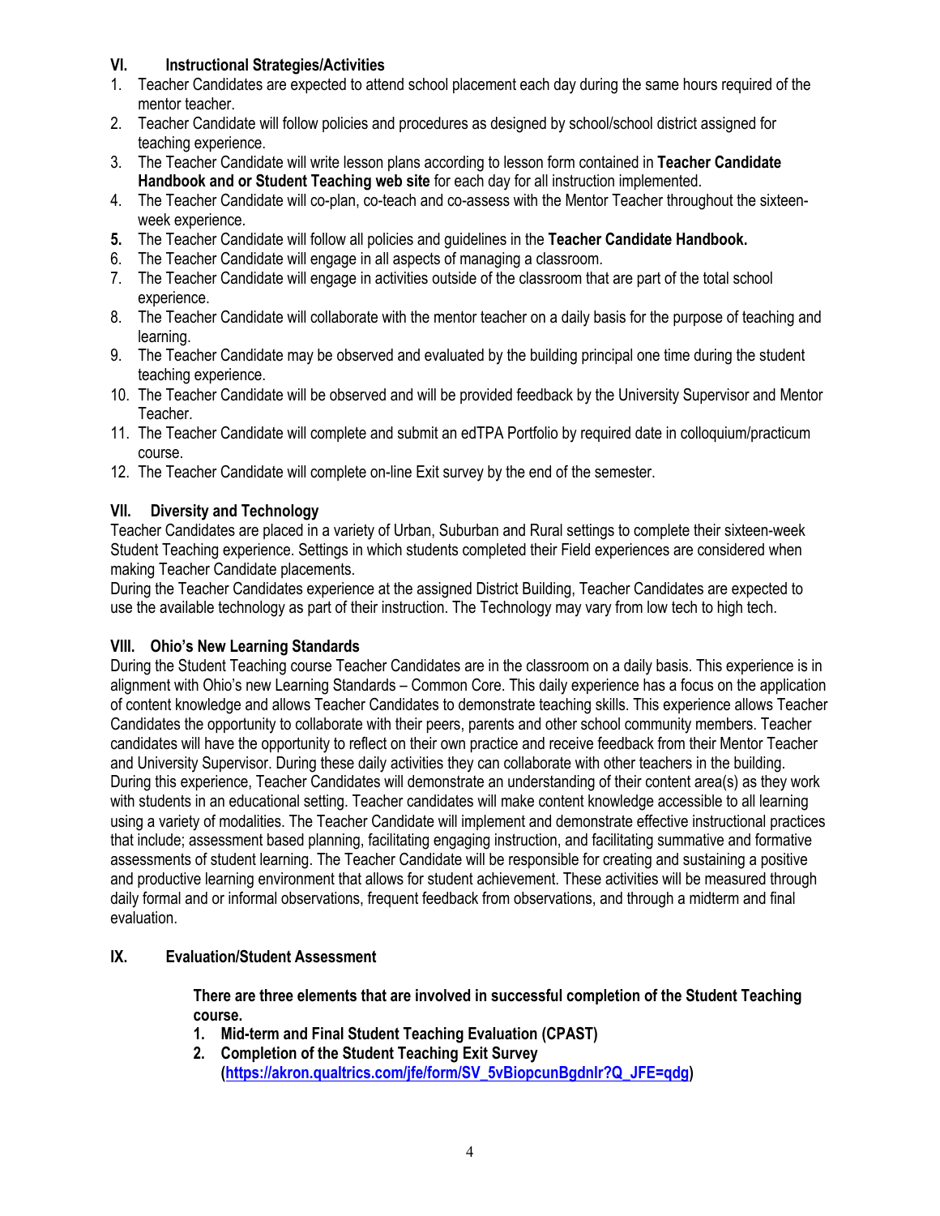## VI. Instructional Strategies/Activities

1. Teacher Candidates are expected to attend school placement each day during the same hours required of the mentor teacher.
2. Teacher Candidate will follow policies and procedures as designed by school/school district assigned for teaching experience.
3. The Teacher Candidate will write lesson plans according to lesson form contained in **Teacher Candidate Handbook and or Student Teaching web site** for each day for all instruction implemented.
4. The Teacher Candidate will co-plan, co-teach and co-assess with the Mentor Teacher throughout the sixteen-week experience.
5. The Teacher Candidate will follow all policies and guidelines in the **Teacher Candidate Handbook.**
6. The Teacher Candidate will engage in all aspects of managing a classroom.
7. The Teacher Candidate will engage in activities outside of the classroom that are part of the total school experience.
8. The Teacher Candidate will collaborate with the mentor teacher on a daily basis for the purpose of teaching and learning.
9. The Teacher Candidate may be observed and evaluated by the building principal one time during the student teaching experience.
10. The Teacher Candidate will be observed and will be provided feedback by the University Supervisor and Mentor Teacher.
11. The Teacher Candidate will complete and submit an edTPA Portfolio by required date in colloquium/practicum course.
12. The Teacher Candidate will complete on-line Exit survey by the end of the semester.

## VII. Diversity and Technology

Teacher Candidates are placed in a variety of Urban, Suburban and Rural settings to complete their sixteen-week Student Teaching experience. Settings in which students completed their Field experiences are considered when making Teacher Candidate placements.
During the Teacher Candidates experience at the assigned District Building, Teacher Candidates are expected to use the available technology as part of their instruction. The Technology may vary from low tech to high tech.

## VIII. Ohio's New Learning Standards

During the Student Teaching course Teacher Candidates are in the classroom on a daily basis. This experience is in alignment with Ohio's new Learning Standards – Common Core. This daily experience has a focus on the application of content knowledge and allows Teacher Candidates to demonstrate teaching skills. This experience allows Teacher Candidates the opportunity to collaborate with their peers, parents and other school community members. Teacher candidates will have the opportunity to reflect on their own practice and receive feedback from their Mentor Teacher and University Supervisor. During these daily activities they can collaborate with other teachers in the building. During this experience, Teacher Candidates will demonstrate an understanding of their content area(s) as they work with students in an educational setting. Teacher candidates will make content knowledge accessible to all learning using a variety of modalities. The Teacher Candidate will implement and demonstrate effective instructional practices that include; assessment based planning, facilitating engaging instruction, and facilitating summative and formative assessments of student learning. The Teacher Candidate will be responsible for creating and sustaining a positive and productive learning environment that allows for student achievement. These activities will be measured through daily formal and or informal observations, frequent feedback from observations, and through a midterm and final evaluation.

## IX. Evaluation/Student Assessment

**There are three elements that are involved in successful completion of the Student Teaching course.**

1. **Mid-term and Final Student Teaching Evaluation (CPAST)**
2. **Completion of the Student Teaching Exit Survey (https://akron.qualtrics.com/jfe/form/SV_5vBiopcunBgdnlr?Q_JFE=qdg)**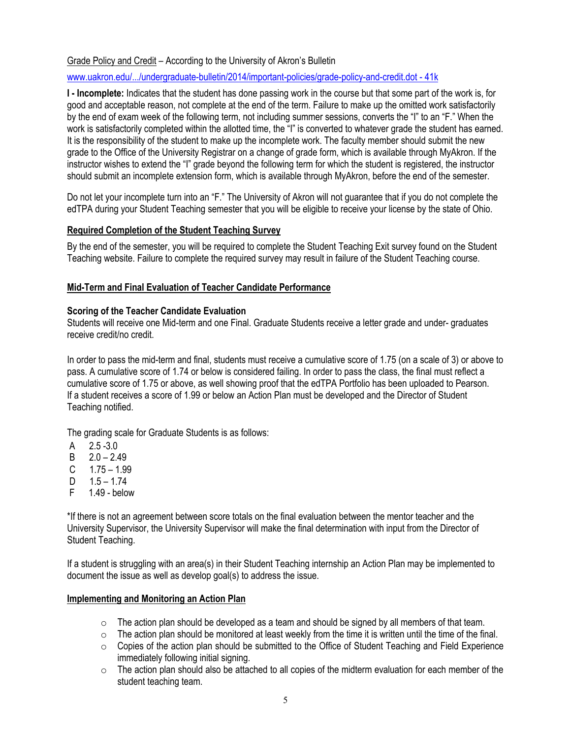Grade Policy and Credit – According to the University of Akron's Bulletin

www.uakron.edu/.../undergraduate-bulletin/2014/important-policies/grade-policy-and-credit.dot - 41k

**I - Incomplete:** Indicates that the student has done passing work in the course but that some part of the work is, for good and acceptable reason, not complete at the end of the term. Failure to make up the omitted work satisfactorily by the end of exam week of the following term, not including summer sessions, converts the "I" to an "F." When the work is satisfactorily completed within the allotted time, the "I" is converted to whatever grade the student has earned. It is the responsibility of the student to make up the incomplete work. The faculty member should submit the new grade to the Office of the University Registrar on a change of grade form, which is available through MyAkron. If the instructor wishes to extend the "I" grade beyond the following term for which the student is registered, the instructor should submit an incomplete extension form, which is available through MyAkron, before the end of the semester.

Do not let your incomplete turn into an "F." The University of Akron will not guarantee that if you do not complete the edTPA during your Student Teaching semester that you will be eligible to receive your license by the state of Ohio.

## Required Completion of the Student Teaching Survey

By the end of the semester, you will be required to complete the Student Teaching Exit survey found on the Student Teaching website. Failure to complete the required survey may result in failure of the Student Teaching course.

## Mid-Term and Final Evaluation of Teacher Candidate Performance

### Scoring of the Teacher Candidate Evaluation

Students will receive one Mid-term and one Final. Graduate Students receive a letter grade and under- graduates receive credit/no credit.

In order to pass the mid-term and final, students must receive a cumulative score of 1.75 (on a scale of 3) or above to pass. A cumulative score of 1.74 or below is considered failing. In order to pass the class, the final must reflect a cumulative score of 1.75 or above, as well showing proof that the edTPA Portfolio has been uploaded to Pearson. If a student receives a score of 1.99 or below an Action Plan must be developed and the Director of Student Teaching notified.

The grading scale for Graduate Students is as follows:

A 2.5 -3.0
B 2.0 – 2.49
C 1.75 – 1.99
D 1.5 – 1.74
F 1.49 - below

*If there is not an agreement between score totals on the final evaluation between the mentor teacher and the University Supervisor, the University Supervisor will make the final determination with input from the Director of Student Teaching.

If a student is struggling with an area(s) in their Student Teaching internship an Action Plan may be implemented to document the issue as well as develop goal(s) to address the issue.

## Implementing and Monitoring an Action Plan

- The action plan should be developed as a team and should be signed by all members of that team.
- The action plan should be monitored at least weekly from the time it is written until the time of the final.
- Copies of the action plan should be submitted to the Office of Student Teaching and Field Experience immediately following initial signing.
- The action plan should also be attached to all copies of the midterm evaluation for each member of the student teaching team.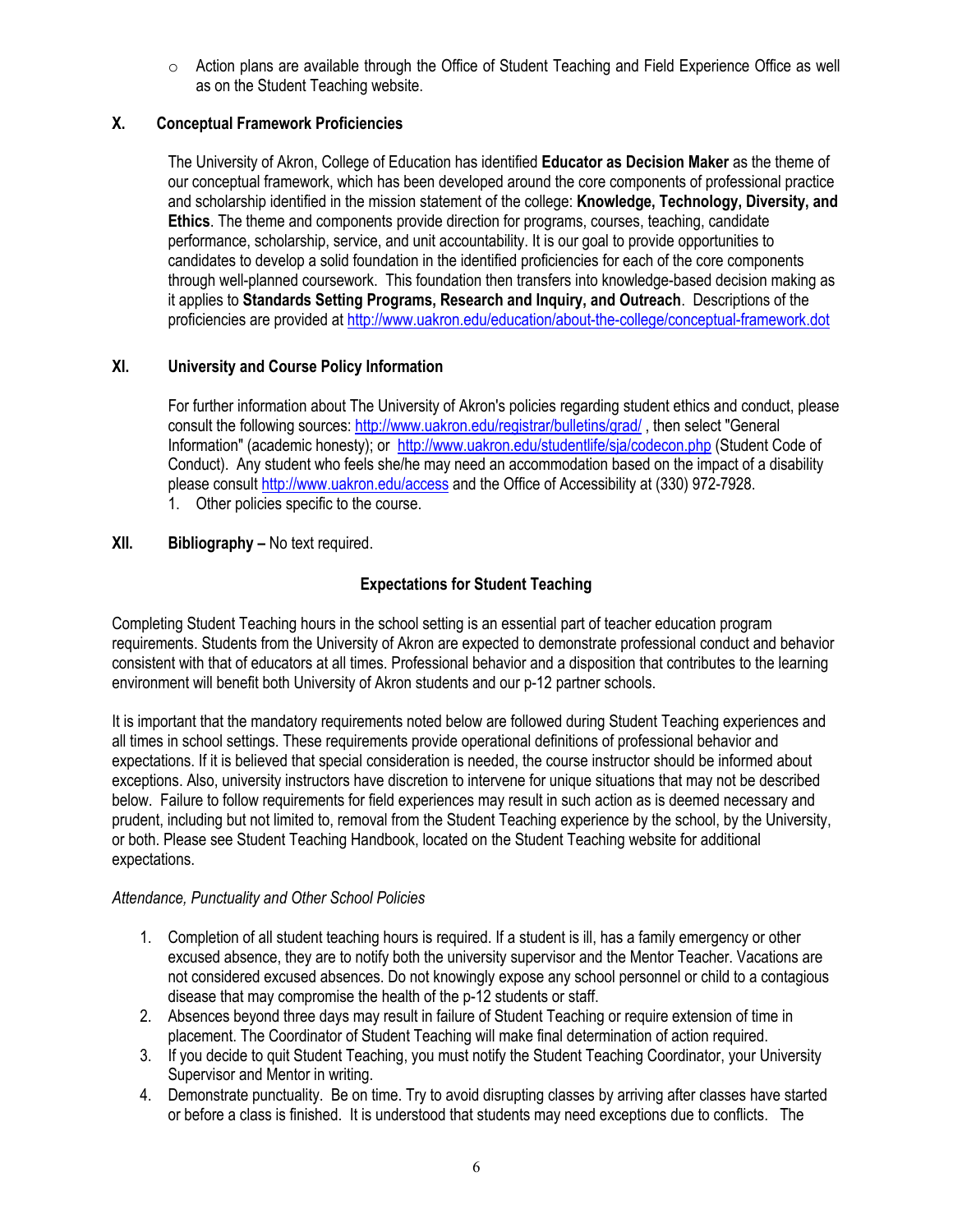- Action plans are available through the Office of Student Teaching and Field Experience Office as well as on the Student Teaching website.

## X. Conceptual Framework Proficiencies

The University of Akron, College of Education has identified **Educator as Decision Maker** as the theme of our conceptual framework, which has been developed around the core components of professional practice and scholarship identified in the mission statement of the college: **Knowledge, Technology, Diversity, and Ethics**. The theme and components provide direction for programs, courses, teaching, candidate performance, scholarship, service, and unit accountability. It is our goal to provide opportunities to candidates to develop a solid foundation in the identified proficiencies for each of the core components through well-planned coursework. This foundation then transfers into knowledge-based decision making as it applies to **Standards Setting Programs, Research and Inquiry, and Outreach**. Descriptions of the proficiencies are provided at http://www.uakron.edu/education/about-the-college/conceptual-framework.dot

## XI. University and Course Policy Information

For further information about The University of Akron's policies regarding student ethics and conduct, please consult the following sources: http://www.uakron.edu/registrar/bulletins/grad/ , then select "General Information" (academic honesty); or http://www.uakron.edu/studentlife/sja/codecon.php (Student Code of Conduct). Any student who feels she/he may need an accommodation based on the impact of a disability please consult http://www.uakron.edu/access and the Office of Accessibility at (330) 972-7928.

1. Other policies specific to the course.

## XII. Bibliography – No text required.

### Expectations for Student Teaching

Completing Student Teaching hours in the school setting is an essential part of teacher education program requirements. Students from the University of Akron are expected to demonstrate professional conduct and behavior consistent with that of educators at all times. Professional behavior and a disposition that contributes to the learning environment will benefit both University of Akron students and our p-12 partner schools.

It is important that the mandatory requirements noted below are followed during Student Teaching experiences and all times in school settings. These requirements provide operational definitions of professional behavior and expectations. If it is believed that special consideration is needed, the course instructor should be informed about exceptions. Also, university instructors have discretion to intervene for unique situations that may not be described below. Failure to follow requirements for field experiences may result in such action as is deemed necessary and prudent, including but not limited to, removal from the Student Teaching experience by the school, by the University, or both. Please see Student Teaching Handbook, located on the Student Teaching website for additional expectations.

*Attendance, Punctuality and Other School Policies*

1. Completion of all student teaching hours is required. If a student is ill, has a family emergency or other excused absence, they are to notify both the university supervisor and the Mentor Teacher. Vacations are not considered excused absences. Do not knowingly expose any school personnel or child to a contagious disease that may compromise the health of the p-12 students or staff.
2. Absences beyond three days may result in failure of Student Teaching or require extension of time in placement. The Coordinator of Student Teaching will make final determination of action required.
3. If you decide to quit Student Teaching, you must notify the Student Teaching Coordinator, your University Supervisor and Mentor in writing.
4. Demonstrate punctuality. Be on time. Try to avoid disrupting classes by arriving after classes have started or before a class is finished. It is understood that students may need exceptions due to conflicts. The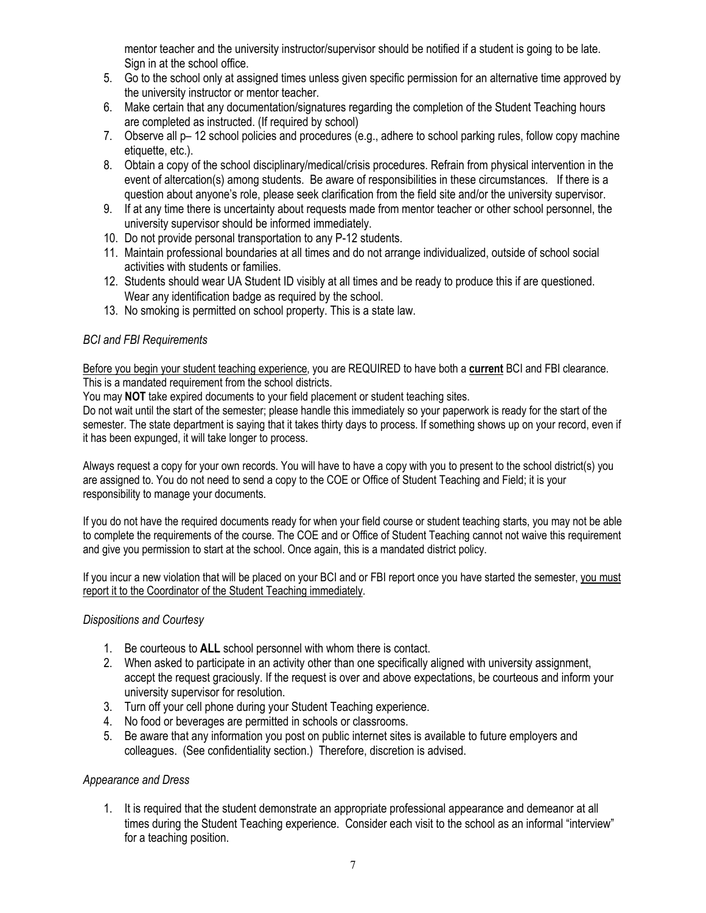mentor teacher and the university instructor/supervisor should be notified if a student is going to be late. Sign in at the school office.

5. Go to the school only at assigned times unless given specific permission for an alternative time approved by the university instructor or mentor teacher.
6. Make certain that any documentation/signatures regarding the completion of the Student Teaching hours are completed as instructed. (If required by school)
7. Observe all p– 12 school policies and procedures (e.g., adhere to school parking rules, follow copy machine etiquette, etc.).
8. Obtain a copy of the school disciplinary/medical/crisis procedures. Refrain from physical intervention in the event of altercation(s) among students. Be aware of responsibilities in these circumstances. If there is a question about anyone's role, please seek clarification from the field site and/or the university supervisor.
9. If at any time there is uncertainty about requests made from mentor teacher or other school personnel, the university supervisor should be informed immediately.
10. Do not provide personal transportation to any P-12 students.
11. Maintain professional boundaries at all times and do not arrange individualized, outside of school social activities with students or families.
12. Students should wear UA Student ID visibly at all times and be ready to produce this if are questioned. Wear any identification badge as required by the school.
13. No smoking is permitted on school property. This is a state law.

*BCI and FBI Requirements*

Before you begin your student teaching experience, you are REQUIRED to have both a **current** BCI and FBI clearance. This is a mandated requirement from the school districts.

You may **NOT** take expired documents to your field placement or student teaching sites.

Do not wait until the start of the semester; please handle this immediately so your paperwork is ready for the start of the semester. The state department is saying that it takes thirty days to process. If something shows up on your record, even if it has been expunged, it will take longer to process.

Always request a copy for your own records. You will have to have a copy with you to present to the school district(s) you are assigned to. You do not need to send a copy to the COE or Office of Student Teaching and Field; it is your responsibility to manage your documents.

If you do not have the required documents ready for when your field course or student teaching starts, you may not be able to complete the requirements of the course. The COE and or Office of Student Teaching cannot not waive this requirement and give you permission to start at the school. Once again, this is a mandated district policy.

If you incur a new violation that will be placed on your BCI and or FBI report once you have started the semester, you must report it to the Coordinator of the Student Teaching immediately.

*Dispositions and Courtesy*

1. Be courteous to **ALL** school personnel with whom there is contact.
2. When asked to participate in an activity other than one specifically aligned with university assignment, accept the request graciously. If the request is over and above expectations, be courteous and inform your university supervisor for resolution.
3. Turn off your cell phone during your Student Teaching experience.
4. No food or beverages are permitted in schools or classrooms.
5. Be aware that any information you post on public internet sites is available to future employers and colleagues. (See confidentiality section.) Therefore, discretion is advised.

*Appearance and Dress*

1. It is required that the student demonstrate an appropriate professional appearance and demeanor at all times during the Student Teaching experience. Consider each visit to the school as an informal "interview" for a teaching position.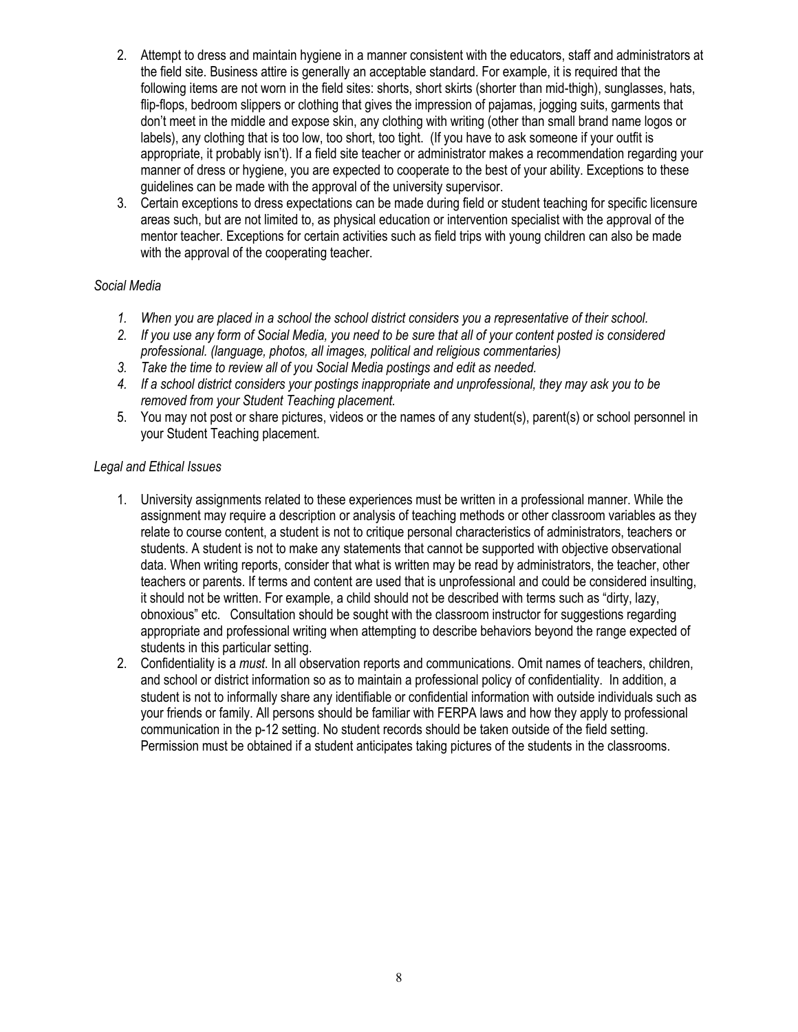2. Attempt to dress and maintain hygiene in a manner consistent with the educators, staff and administrators at the field site. Business attire is generally an acceptable standard. For example, it is required that the following items are not worn in the field sites: shorts, short skirts (shorter than mid-thigh), sunglasses, hats, flip-flops, bedroom slippers or clothing that gives the impression of pajamas, jogging suits, garments that don't meet in the middle and expose skin, any clothing with writing (other than small brand name logos or labels), any clothing that is too low, too short, too tight. (If you have to ask someone if your outfit is appropriate, it probably isn't). If a field site teacher or administrator makes a recommendation regarding your manner of dress or hygiene, you are expected to cooperate to the best of your ability. Exceptions to these guidelines can be made with the approval of the university supervisor.
3. Certain exceptions to dress expectations can be made during field or student teaching for specific licensure areas such, but are not limited to, as physical education or intervention specialist with the approval of the mentor teacher. Exceptions for certain activities such as field trips with young children can also be made with the approval of the cooperating teacher.

*Social Media*

1. *When you are placed in a school the school district considers you a representative of their school.*
2. *If you use any form of Social Media, you need to be sure that all of your content posted is considered professional. (language, photos, all images, political and religious commentaries)*
3. *Take the time to review all of you Social Media postings and edit as needed.*
4. *If a school district considers your postings inappropriate and unprofessional, they may ask you to be removed from your Student Teaching placement.*
5. You may not post or share pictures, videos or the names of any student(s), parent(s) or school personnel in your Student Teaching placement.

*Legal and Ethical Issues*

1. University assignments related to these experiences must be written in a professional manner. While the assignment may require a description or analysis of teaching methods or other classroom variables as they relate to course content, a student is not to critique personal characteristics of administrators, teachers or students. A student is not to make any statements that cannot be supported with objective observational data. When writing reports, consider that what is written may be read by administrators, the teacher, other teachers or parents. If terms and content are used that is unprofessional and could be considered insulting, it should not be written. For example, a child should not be described with terms such as "dirty, lazy, obnoxious" etc. Consultation should be sought with the classroom instructor for suggestions regarding appropriate and professional writing when attempting to describe behaviors beyond the range expected of students in this particular setting.
2. Confidentiality is a *must*. In all observation reports and communications. Omit names of teachers, children, and school or district information so as to maintain a professional policy of confidentiality. In addition, a student is not to informally share any identifiable or confidential information with outside individuals such as your friends or family. All persons should be familiar with FERPA laws and how they apply to professional communication in the p-12 setting. No student records should be taken outside of the field setting. Permission must be obtained if a student anticipates taking pictures of the students in the classrooms.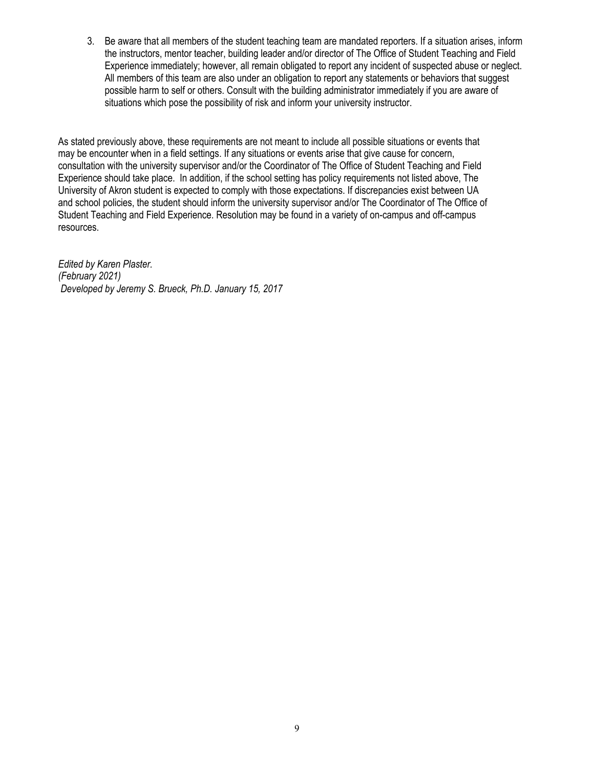3. Be aware that all members of the student teaching team are mandated reporters. If a situation arises, inform the instructors, mentor teacher, building leader and/or director of The Office of Student Teaching and Field Experience immediately; however, all remain obligated to report any incident of suspected abuse or neglect. All members of this team are also under an obligation to report any statements or behaviors that suggest possible harm to self or others. Consult with the building administrator immediately if you are aware of situations which pose the possibility of risk and inform your university instructor.

As stated previously above, these requirements are not meant to include all possible situations or events that may be encounter when in a field settings. If any situations or events arise that give cause for concern, consultation with the university supervisor and/or the Coordinator of The Office of Student Teaching and Field Experience should take place. In addition, if the school setting has policy requirements not listed above, The University of Akron student is expected to comply with those expectations. If discrepancies exist between UA and school policies, the student should inform the university supervisor and/or The Coordinator of The Office of Student Teaching and Field Experience. Resolution may be found in a variety of on-campus and off-campus resources.

*Edited by Karen Plaster.*
*(February 2021)*
*Developed by Jeremy S. Brueck, Ph.D. January 15, 2017*